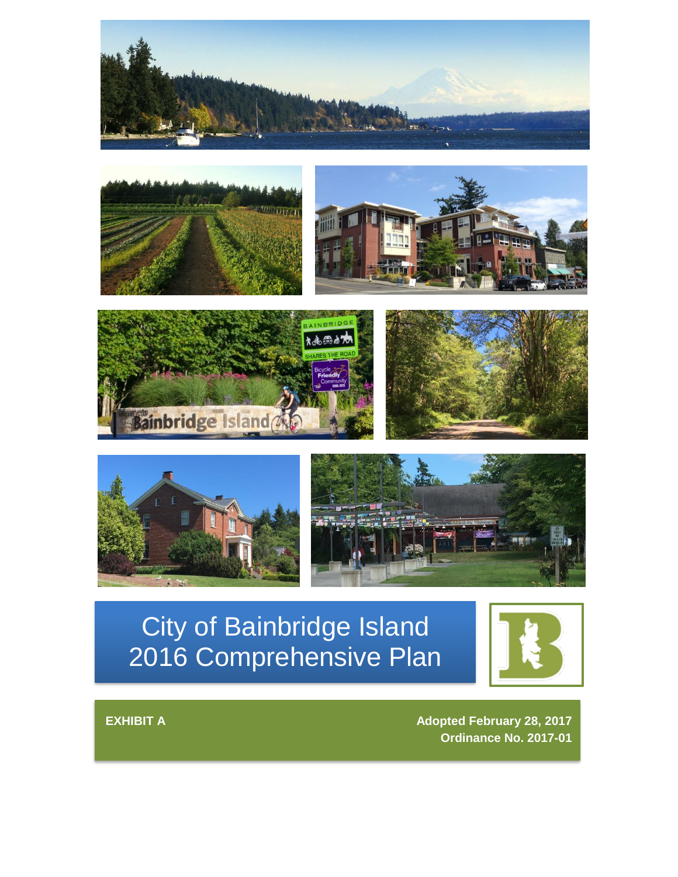# City of Bainbridge Island 2016 Comprehensive Plan

**EXHIBIT A**

**Adopted February 28, 2017**
**Ordinance No. 2017-01**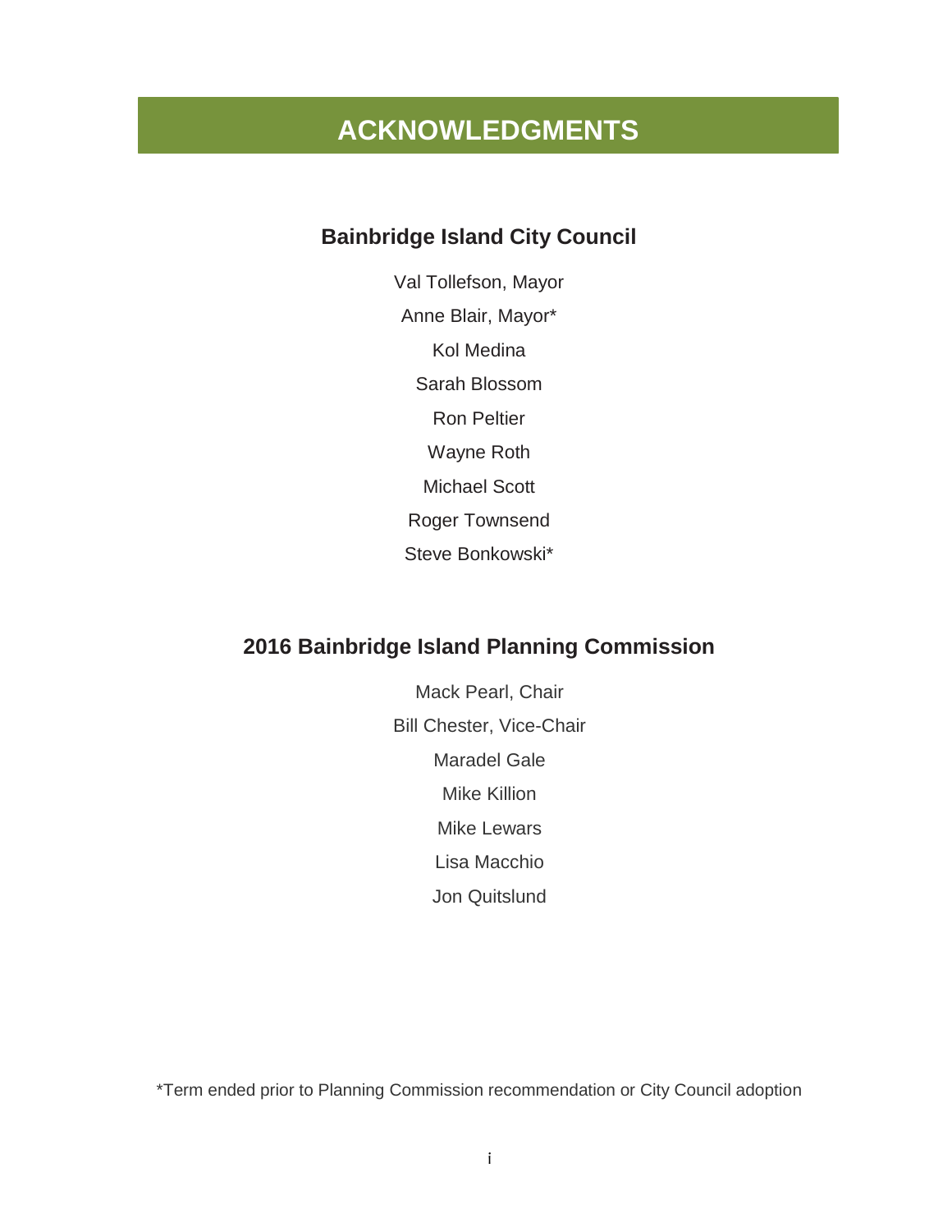# ACKNOWLEDGMENTS

## Bainbridge Island City Council

Val Tollefson, Mayor

Anne Blair, Mayor*

Kol Medina

Sarah Blossom

Ron Peltier

Wayne Roth

Michael Scott

Roger Townsend

Steve Bonkowski*

## 2016 Bainbridge Island Planning Commission

Mack Pearl, Chair

Bill Chester, Vice-Chair

Maradel Gale

Mike Killion

Mike Lewars

Lisa Macchio

Jon Quitslund

*Term ended prior to Planning Commission recommendation or City Council adoption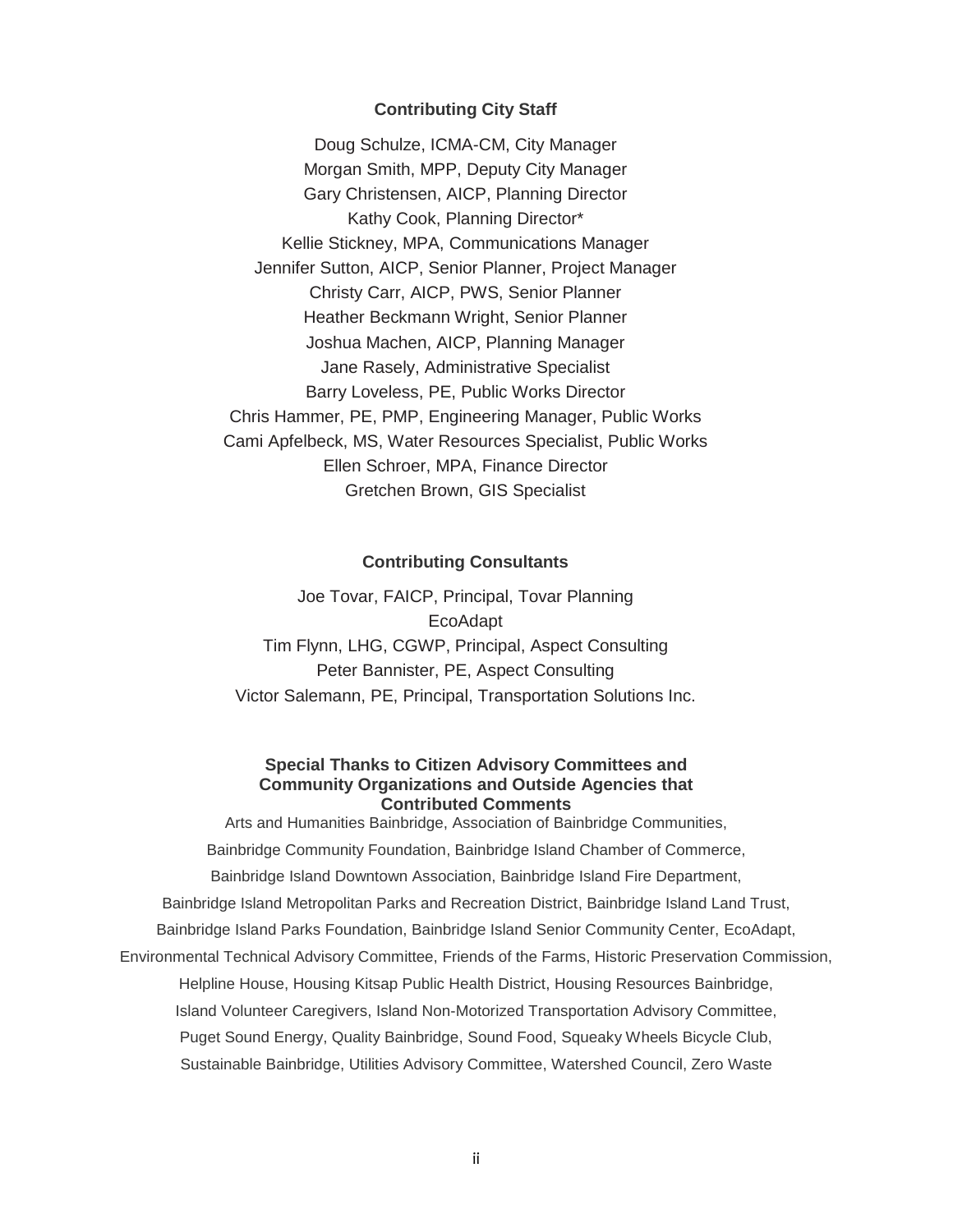## Contributing City Staff

Doug Schulze, ICMA-CM, City Manager
Morgan Smith, MPP, Deputy City Manager
Gary Christensen, AICP, Planning Director
Kathy Cook, Planning Director*
Kellie Stickney, MPA, Communications Manager
Jennifer Sutton, AICP, Senior Planner, Project Manager
Christy Carr, AICP, PWS, Senior Planner
Heather Beckmann Wright, Senior Planner
Joshua Machen, AICP, Planning Manager
Jane Rasely, Administrative Specialist
Barry Loveless, PE, Public Works Director
Chris Hammer, PE, PMP, Engineering Manager, Public Works
Cami Apfelbeck, MS, Water Resources Specialist, Public Works
Ellen Schroer, MPA, Finance Director
Gretchen Brown, GIS Specialist

## Contributing Consultants

Joe Tovar, FAICP, Principal, Tovar Planning
EcoAdapt
Tim Flynn, LHG, CGWP, Principal, Aspect Consulting
Peter Bannister, PE, Aspect Consulting
Victor Salemann, PE, Principal, Transportation Solutions Inc.

## Special Thanks to Citizen Advisory Committees and Community Organizations and Outside Agencies that Contributed Comments

Arts and Humanities Bainbridge, Association of Bainbridge Communities, Bainbridge Community Foundation, Bainbridge Island Chamber of Commerce, Bainbridge Island Downtown Association, Bainbridge Island Fire Department, Bainbridge Island Metropolitan Parks and Recreation District, Bainbridge Island Land Trust, Bainbridge Island Parks Foundation, Bainbridge Island Senior Community Center, EcoAdapt, Environmental Technical Advisory Committee, Friends of the Farms, Historic Preservation Commission, Helpline House, Housing Kitsap Public Health District, Housing Resources Bainbridge, Island Volunteer Caregivers, Island Non-Motorized Transportation Advisory Committee, Puget Sound Energy, Quality Bainbridge, Sound Food, Squeaky Wheels Bicycle Club, Sustainable Bainbridge, Utilities Advisory Committee, Watershed Council, Zero Waste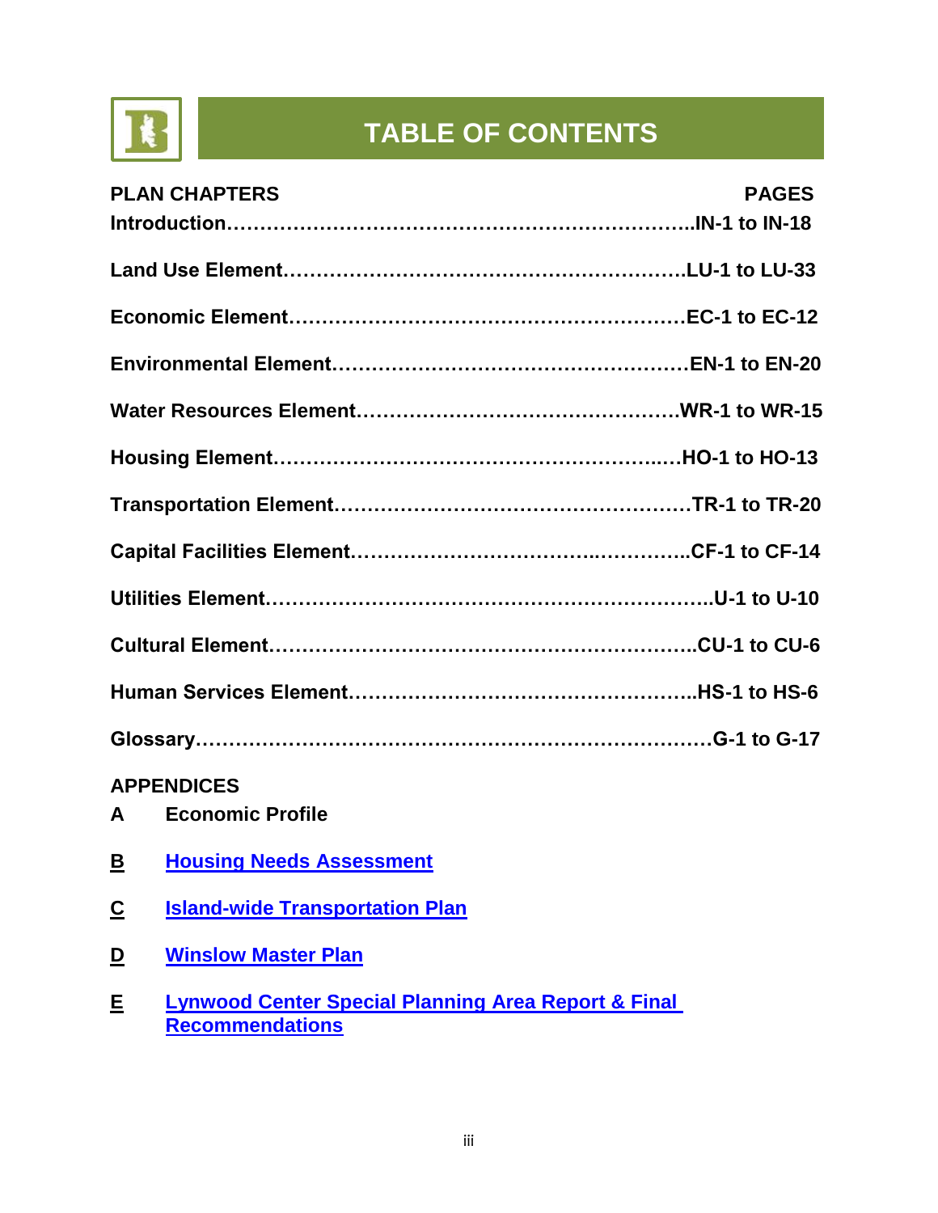# TABLE OF CONTENTS

| PLAN CHAPTERS | PAGES |
|---|---|
| **Introduction** | **IN-1 to IN-18** |
| **Land Use Element** | **LU-1 to LU-33** |
| **Economic Element** | **EC-1 to EC-12** |
| **Environmental Element** | **EN-1 to EN-20** |
| **Water Resources Element** | **WR-1 to WR-15** |
| **Housing Element** | **HO-1 to HO-13** |
| **Transportation Element** | **TR-1 to TR-20** |
| **Capital Facilities Element** | **CF-1 to CF-14** |
| **Utilities Element** | **U-1 to U-10** |
| **Cultural Element** | **CU-1 to CU-6** |
| **Human Services Element** | **HS-1 to HS-6** |
| **Glossary** | **G-1 to G-17** |

**APPENDICES**

**A** **Economic Profile**

**B** **Housing Needs Assessment**

**C** **Island-wide Transportation Plan**

**D** **Winslow Master Plan**

**E** **Lynwood Center Special Planning Area Report & Final Recommendations**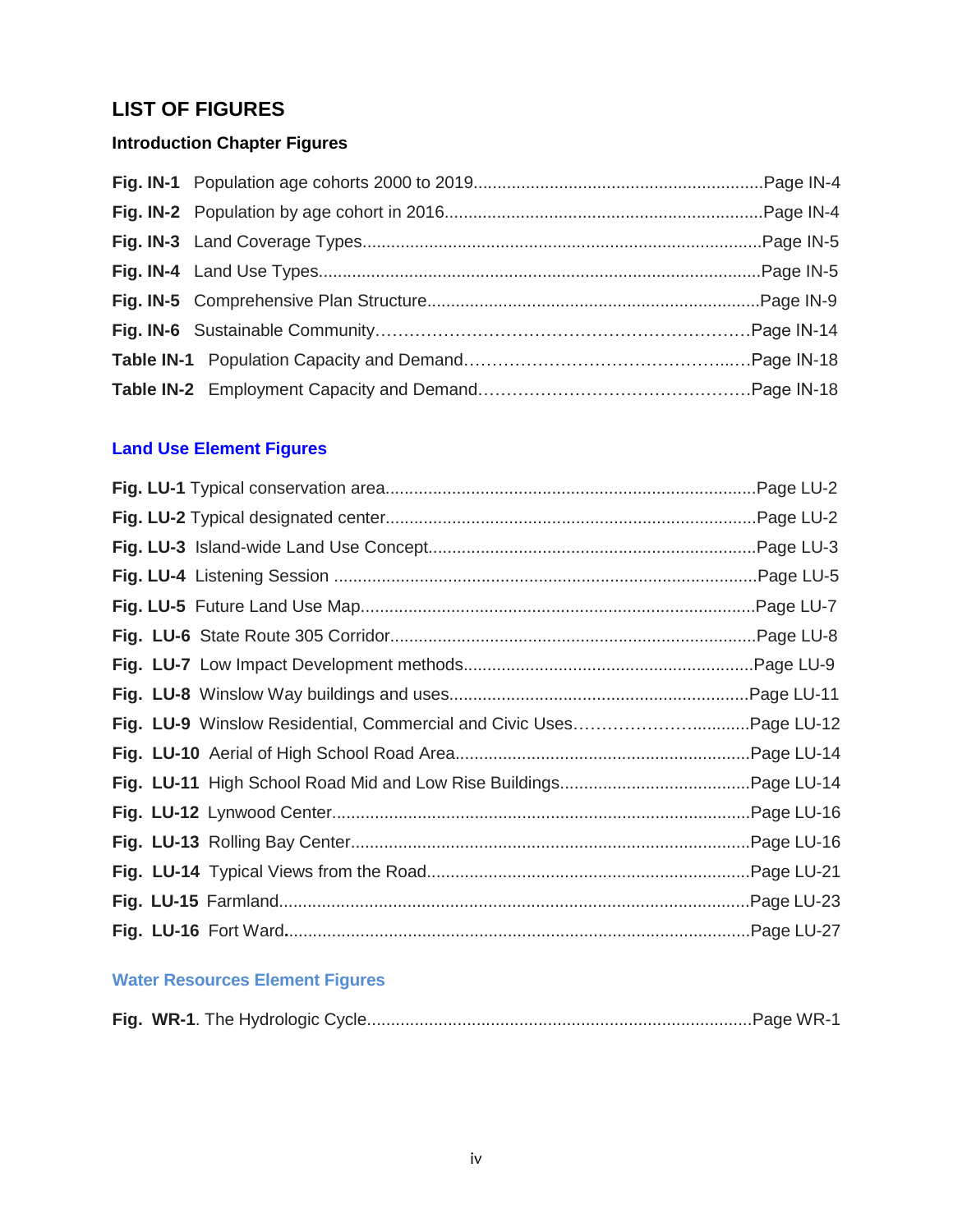## LIST OF FIGURES

### Introduction Chapter Figures

**Fig. IN-1** Population age cohorts 2000 to 2019............................................................Page IN-4

**Fig. IN-2** Population by age cohort in 2016..................................................................Page IN-4

**Fig. IN-3** Land Coverage Types...................................................................................Page IN-5

**Fig. IN-4** Land Use Types............................................................................................Page IN-5

**Fig. IN-5** Comprehensive Plan Structure.....................................................................Page IN-9

**Fig. IN-6** Sustainable Community…………………………………………………………Page IN-14

**Table IN-1** Population Capacity and Demand……………………………………...….Page IN-18

**Table IN-2** Employment Capacity and Demand………………………………………Page IN-18

### Land Use Element Figures

**Fig. LU-1** Typical conservation area.............................................................................Page LU-2

**Fig. LU-2** Typical designated center.............................................................................Page LU-2

**Fig. LU-3** Island-wide Land Use Concept....................................................................Page LU-3

**Fig. LU-4** Listening Session ........................................................................................Page LU-5

**Fig. LU-5** Future Land Use Map..................................................................................Page LU-7

**Fig. LU-6** State Route 305 Corridor............................................................................Page LU-8

**Fig. LU-7** Low Impact Development methods............................................................Page LU-9

**Fig. LU-8** Winslow Way buildings and uses..............................................................Page LU-11

**Fig. LU-9** Winslow Residential, Commercial and Civic Uses……………………...........Page LU-12

**Fig. LU-10** Aerial of High School Road Area.............................................................Page LU-14

**Fig. LU-11** High School Road Mid and Low Rise Buildings........................................Page LU-14

**Fig. LU-12** Lynwood Center.......................................................................................Page LU-16

**Fig. LU-13** Rolling Bay Center...................................................................................Page LU-16

**Fig. LU-14** Typical Views from the Road...................................................................Page LU-21

**Fig. LU-15** Farmland..................................................................................................Page LU-23

**Fig. LU-16** Fort Ward.................................................................................................Page LU-27

### Water Resources Element Figures

**Fig. WR-1**. The Hydrologic Cycle................................................................................Page WR-1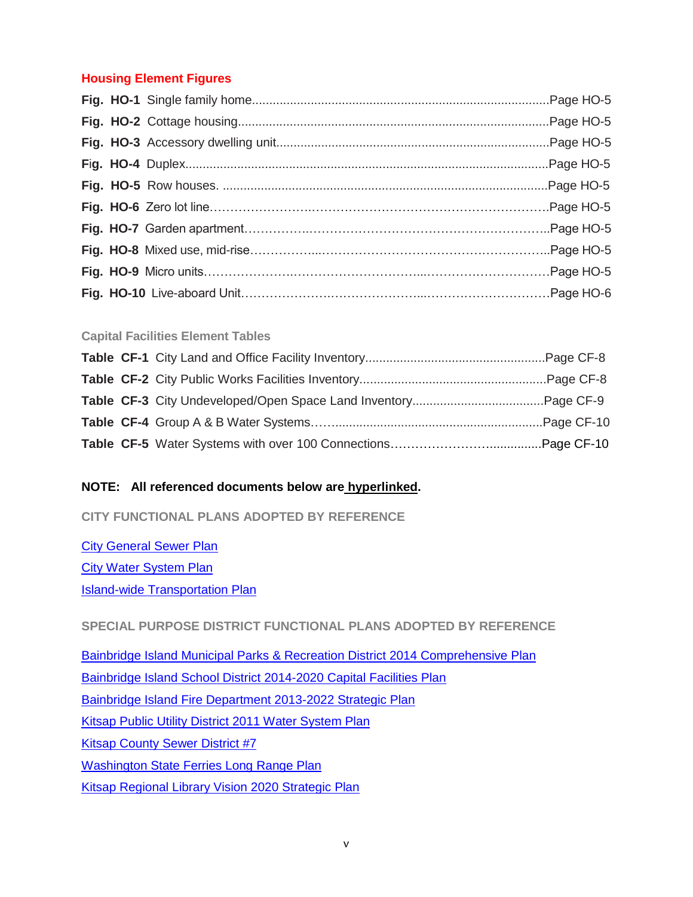## Housing Element Figures

**Fig. HO-1** Single family home......................................................................................Page HO-5
**Fig. HO-2** Cottage housing.........................................................................................Page HO-5
**Fig. HO-3** Accessory dwelling unit..............................................................................Page HO-5
**Fig. HO-4** Duplex........................................................................................................Page HO-5
**Fig. HO-5** Row houses. ............................................................................................Page HO-5
**Fig. HO-6** Zero lot line……………………………………………………………………Page HO-5
**Fig. HO-7** Garden apartment………………………………………………………………..Page HO-5
**Fig. HO-8** Mixed use, mid-rise……………………………………………………………..Page HO-5
**Fig. HO-9** Micro units………………………………………………………………………Page HO-5
**Fig. HO-10** Live-aboard Unit………………………………………………………………Page HO-6

## Capital Facilities Element Tables

**Table CF-1** City Land and Office Facility Inventory....................................................Page CF-8
**Table CF-2** City Public Works Facilities Inventory.....................................................Page CF-8
**Table CF-3** City Undeveloped/Open Space Land Inventory......................................Page CF-9
**Table CF-4** Group A & B Water Systems…..............................................................Page CF-10
**Table CF-5** Water Systems with over 100 Connections…………………..................Page CF-10

**NOTE: All referenced documents below are hyperlinked.**

## CITY FUNCTIONAL PLANS ADOPTED BY REFERENCE

City General Sewer Plan
City Water System Plan
Island-wide Transportation Plan

## SPECIAL PURPOSE DISTRICT FUNCTIONAL PLANS ADOPTED BY REFERENCE

Bainbridge Island Municipal Parks & Recreation District 2014 Comprehensive Plan
Bainbridge Island School District 2014-2020 Capital Facilities Plan
Bainbridge Island Fire Department 2013-2022 Strategic Plan
Kitsap Public Utility District 2011 Water System Plan
Kitsap County Sewer District #7
Washington State Ferries Long Range Plan
Kitsap Regional Library Vision 2020 Strategic Plan